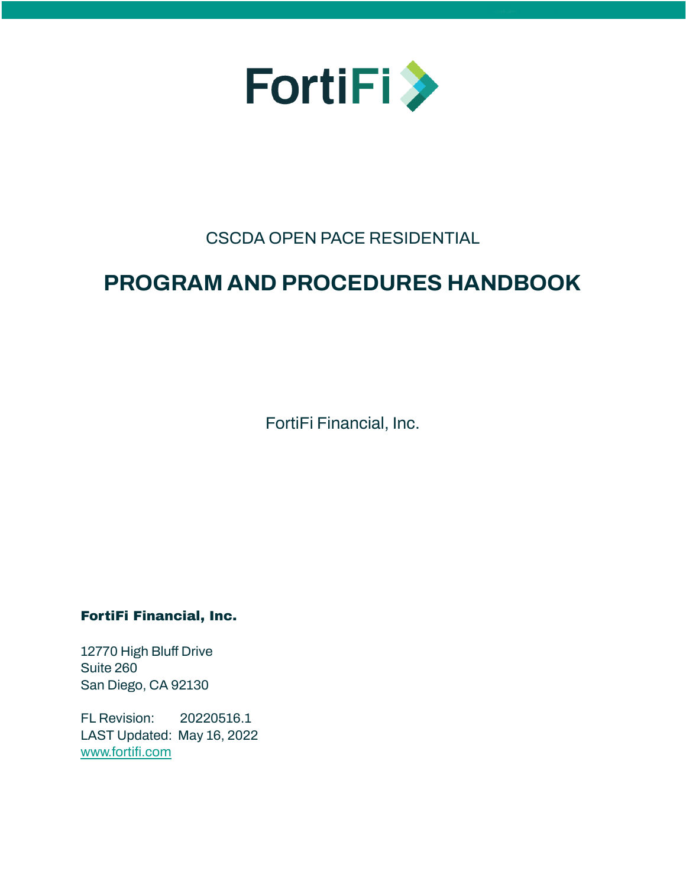FortiFi

CSCDA OPEN PACE RESIDENTIAL

# PROGRAM AND PROCEDURES HANDBOOK

FortiFi Financial, Inc.

**FortiFi Financial, Inc.**

12770 High Bluff Drive
Suite 260
San Diego, CA 92130

FL Revision: 20220516.1
LAST Updated: May 16, 2022
[www.fortifi.com](http://www.fortifi.com)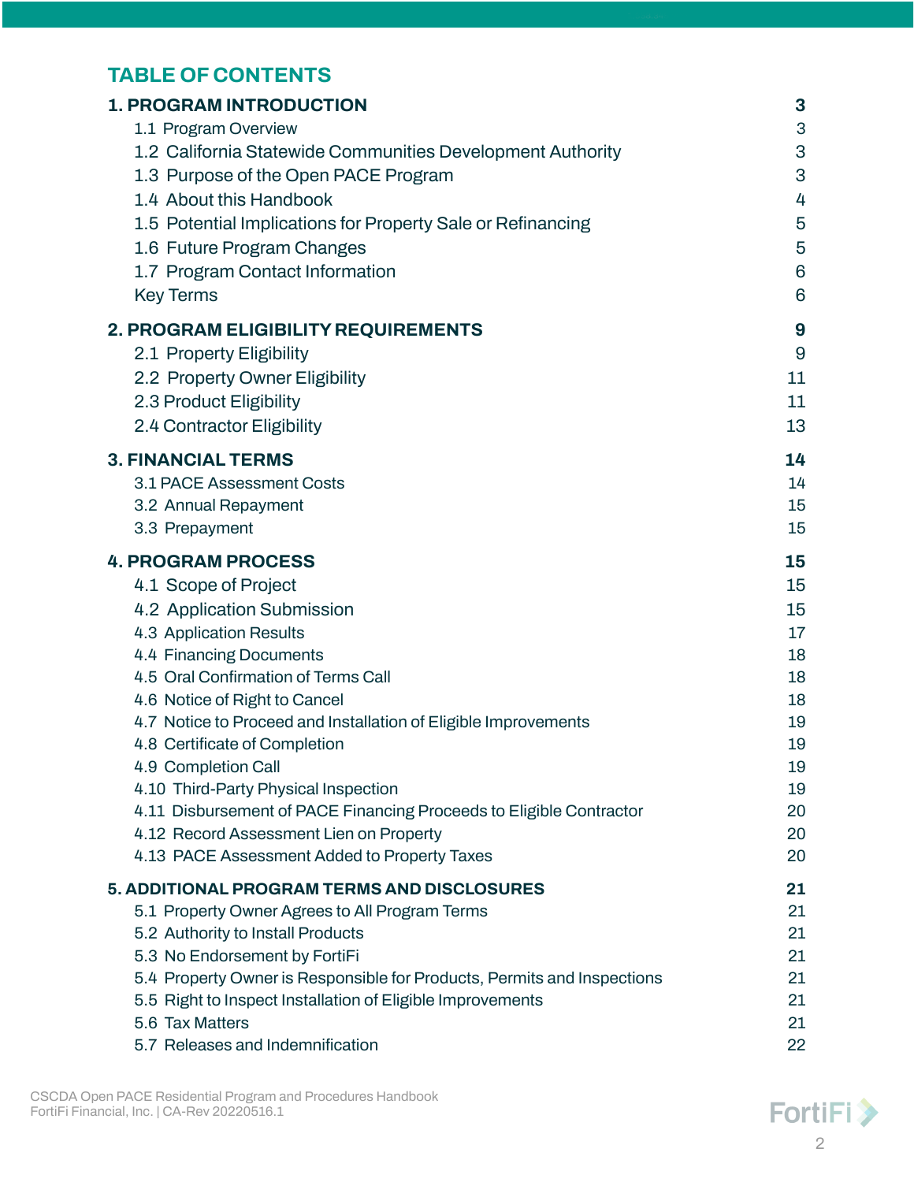# TABLE OF CONTENTS

| | |
|---|---|
| **1. PROGRAM INTRODUCTION** | **3** |
| 1.1 Program Overview | 3 |
| 1.2 California Statewide Communities Development Authority | 3 |
| 1.3 Purpose of the Open PACE Program | 3 |
| 1.4 About this Handbook | 4 |
| 1.5 Potential Implications for Property Sale or Refinancing | 5 |
| 1.6 Future Program Changes | 5 |
| 1.7 Program Contact Information | 6 |
| Key Terms | 6 |
| **2. PROGRAM ELIGIBILITY REQUIREMENTS** | **9** |
| 2.1 Property Eligibility | 9 |
| 2.2 Property Owner Eligibility | 11 |
| 2.3 Product Eligibility | 11 |
| 2.4 Contractor Eligibility | 13 |
| **3. FINANCIAL TERMS** | **14** |
| 3.1 PACE Assessment Costs | 14 |
| 3.2 Annual Repayment | 15 |
| 3.3 Prepayment | 15 |
| **4. PROGRAM PROCESS** | **15** |
| 4.1 Scope of Project | 15 |
| 4.2 Application Submission | 15 |
| 4.3 Application Results | 17 |
| 4.4 Financing Documents | 18 |
| 4.5 Oral Confirmation of Terms Call | 18 |
| 4.6 Notice of Right to Cancel | 18 |
| 4.7 Notice to Proceed and Installation of Eligible Improvements | 19 |
| 4.8 Certificate of Completion | 19 |
| 4.9 Completion Call | 19 |
| 4.10 Third-Party Physical Inspection | 19 |
| 4.11 Disbursement of PACE Financing Proceeds to Eligible Contractor | 20 |
| 4.12 Record Assessment Lien on Property | 20 |
| 4.13 PACE Assessment Added to Property Taxes | 20 |
| **5. ADDITIONAL PROGRAM TERMS AND DISCLOSURES** | **21** |
| 5.1 Property Owner Agrees to All Program Terms | 21 |
| 5.2 Authority to Install Products | 21 |
| 5.3 No Endorsement by FortiFi | 21 |
| 5.4 Property Owner is Responsible for Products, Permits and Inspections | 21 |
| 5.5 Right to Inspect Installation of Eligible Improvements | 21 |
| 5.6 Tax Matters | 21 |
| 5.7 Releases and Indemnification | 22 |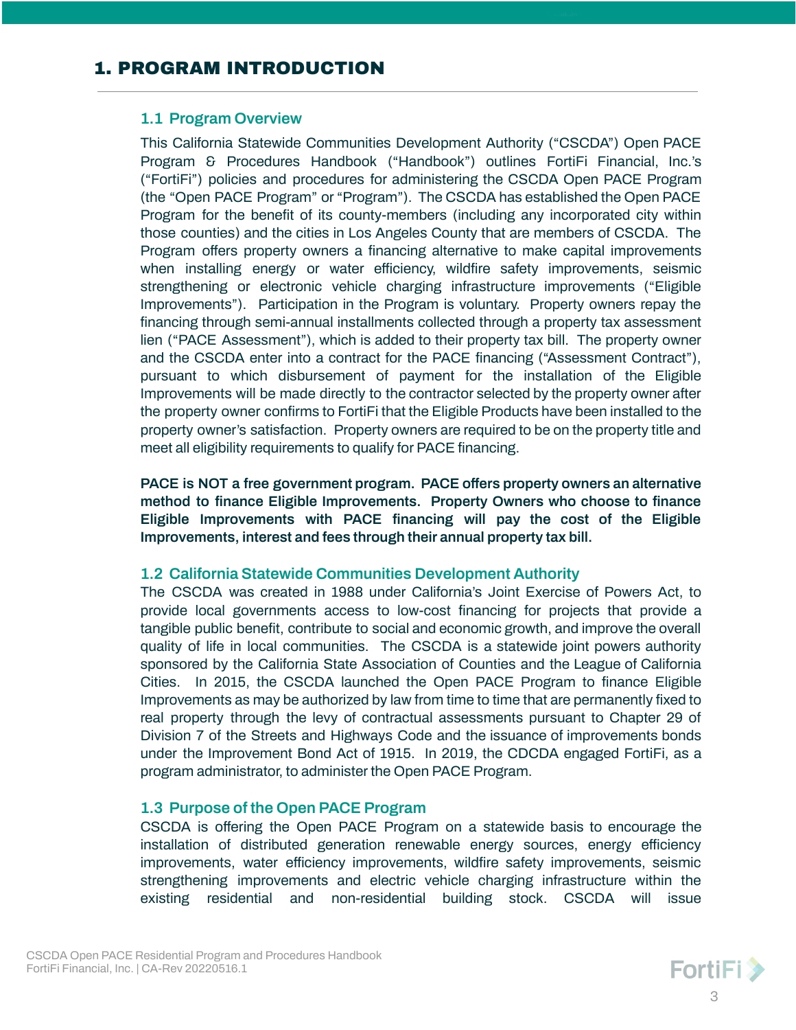# 1. PROGRAM INTRODUCTION

## 1.1 Program Overview

This California Statewide Communities Development Authority ("CSCDA") Open PACE Program & Procedures Handbook ("Handbook") outlines FortiFi Financial, Inc.'s ("FortiFi") policies and procedures for administering the CSCDA Open PACE Program (the "Open PACE Program" or "Program"). The CSCDA has established the Open PACE Program for the benefit of its county-members (including any incorporated city within those counties) and the cities in Los Angeles County that are members of CSCDA. The Program offers property owners a financing alternative to make capital improvements when installing energy or water efficiency, wildfire safety improvements, seismic strengthening or electronic vehicle charging infrastructure improvements ("Eligible Improvements"). Participation in the Program is voluntary. Property owners repay the financing through semi-annual installments collected through a property tax assessment lien ("PACE Assessment"), which is added to their property tax bill. The property owner and the CSCDA enter into a contract for the PACE financing ("Assessment Contract"), pursuant to which disbursement of payment for the installation of the Eligible Improvements will be made directly to the contractor selected by the property owner after the property owner confirms to FortiFi that the Eligible Products have been installed to the property owner's satisfaction. Property owners are required to be on the property title and meet all eligibility requirements to qualify for PACE financing.

**PACE is NOT a free government program. PACE offers property owners an alternative method to finance Eligible Improvements. Property Owners who choose to finance Eligible Improvements with PACE financing will pay the cost of the Eligible Improvements, interest and fees through their annual property tax bill.**

## 1.2 California Statewide Communities Development Authority

The CSCDA was created in 1988 under California's Joint Exercise of Powers Act, to provide local governments access to low-cost financing for projects that provide a tangible public benefit, contribute to social and economic growth, and improve the overall quality of life in local communities. The CSCDA is a statewide joint powers authority sponsored by the California State Association of Counties and the League of California Cities. In 2015, the CSCDA launched the Open PACE Program to finance Eligible Improvements as may be authorized by law from time to time that are permanently fixed to real property through the levy of contractual assessments pursuant to Chapter 29 of Division 7 of the Streets and Highways Code and the issuance of improvements bonds under the Improvement Bond Act of 1915. In 2019, the CDCDA engaged FortiFi, as a program administrator, to administer the Open PACE Program.

## 1.3 Purpose of the Open PACE Program

CSCDA is offering the Open PACE Program on a statewide basis to encourage the installation of distributed generation renewable energy sources, energy efficiency improvements, water efficiency improvements, wildfire safety improvements, seismic strengthening improvements and electric vehicle charging infrastructure within the existing residential and non-residential building stock. CSCDA will issue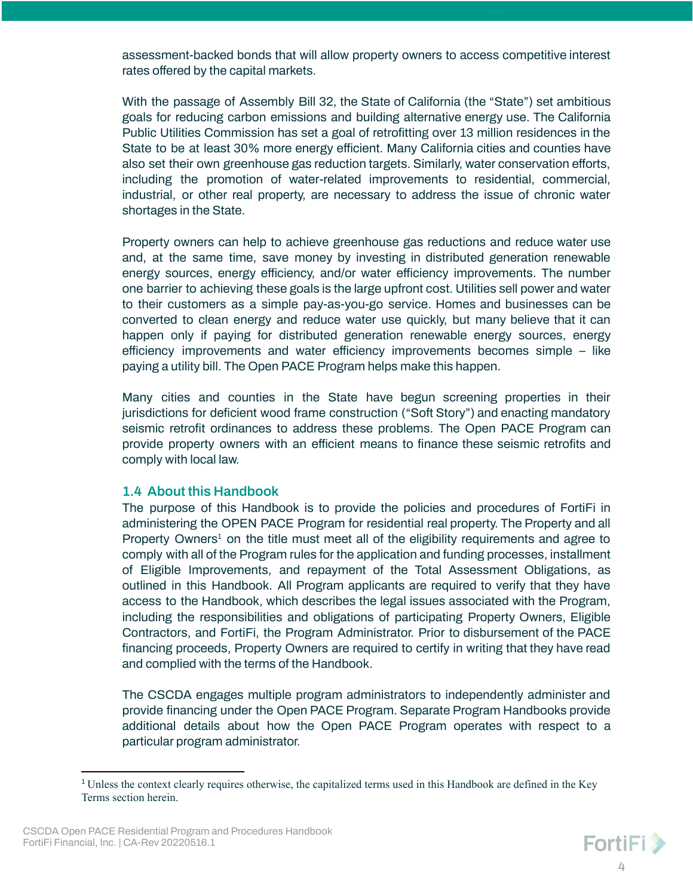assessment-backed bonds that will allow property owners to access competitive interest rates offered by the capital markets.

With the passage of Assembly Bill 32, the State of California (the "State") set ambitious goals for reducing carbon emissions and building alternative energy use. The California Public Utilities Commission has set a goal of retrofitting over 13 million residences in the State to be at least 30% more energy efficient. Many California cities and counties have also set their own greenhouse gas reduction targets. Similarly, water conservation efforts, including the promotion of water-related improvements to residential, commercial, industrial, or other real property, are necessary to address the issue of chronic water shortages in the State.

Property owners can help to achieve greenhouse gas reductions and reduce water use and, at the same time, save money by investing in distributed generation renewable energy sources, energy efficiency, and/or water efficiency improvements. The number one barrier to achieving these goals is the large upfront cost. Utilities sell power and water to their customers as a simple pay-as-you-go service. Homes and businesses can be converted to clean energy and reduce water use quickly, but many believe that it can happen only if paying for distributed generation renewable energy sources, energy efficiency improvements and water efficiency improvements becomes simple – like paying a utility bill. The Open PACE Program helps make this happen.

Many cities and counties in the State have begun screening properties in their jurisdictions for deficient wood frame construction ("Soft Story") and enacting mandatory seismic retrofit ordinances to address these problems. The Open PACE Program can provide property owners with an efficient means to finance these seismic retrofits and comply with local law.

## 1.4 About this Handbook

The purpose of this Handbook is to provide the policies and procedures of FortiFi in administering the OPEN PACE Program for residential real property. The Property and all Property Owners[1] on the title must meet all of the eligibility requirements and agree to comply with all of the Program rules for the application and funding processes, installment of Eligible Improvements, and repayment of the Total Assessment Obligations, as outlined in this Handbook. All Program applicants are required to verify that they have access to the Handbook, which describes the legal issues associated with the Program, including the responsibilities and obligations of participating Property Owners, Eligible Contractors, and FortiFi, the Program Administrator. Prior to disbursement of the PACE financing proceeds, Property Owners are required to certify in writing that they have read and complied with the terms of the Handbook.

The CSCDA engages multiple program administrators to independently administer and provide financing under the Open PACE Program. Separate Program Handbooks provide additional details about how the Open PACE Program operates with respect to a particular program administrator.

---

[1] Unless the context clearly requires otherwise, the capitalized terms used in this Handbook are defined in the Key Terms section herein.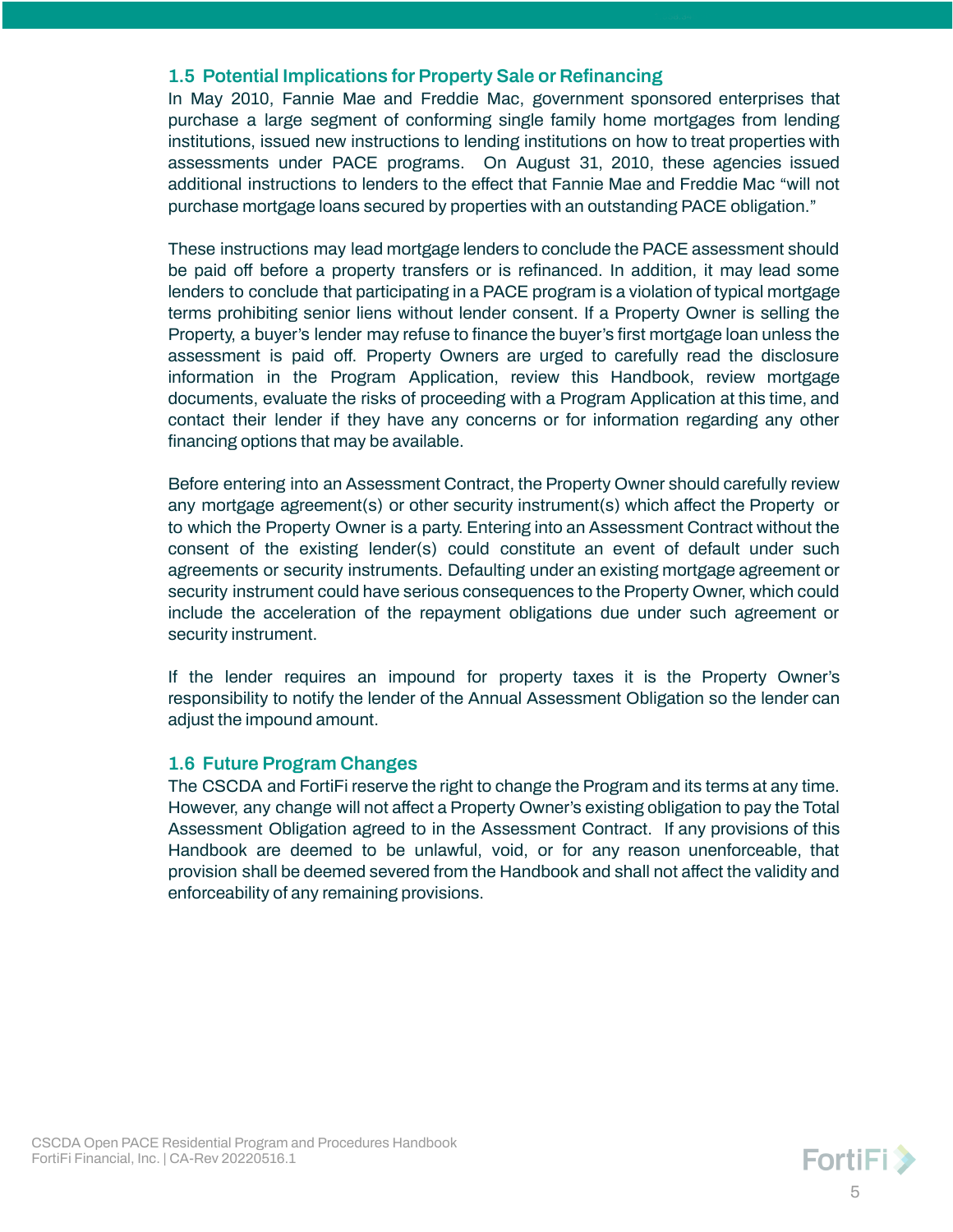### 1.5 Potential Implications for Property Sale or Refinancing

In May 2010, Fannie Mae and Freddie Mac, government sponsored enterprises that purchase a large segment of conforming single family home mortgages from lending institutions, issued new instructions to lending institutions on how to treat properties with assessments under PACE programs. On August 31, 2010, these agencies issued additional instructions to lenders to the effect that Fannie Mae and Freddie Mac "will not purchase mortgage loans secured by properties with an outstanding PACE obligation."

These instructions may lead mortgage lenders to conclude the PACE assessment should be paid off before a property transfers or is refinanced. In addition, it may lead some lenders to conclude that participating in a PACE program is a violation of typical mortgage terms prohibiting senior liens without lender consent. If a Property Owner is selling the Property, a buyer's lender may refuse to finance the buyer's first mortgage loan unless the assessment is paid off. Property Owners are urged to carefully read the disclosure information in the Program Application, review this Handbook, review mortgage documents, evaluate the risks of proceeding with a Program Application at this time, and contact their lender if they have any concerns or for information regarding any other financing options that may be available.

Before entering into an Assessment Contract, the Property Owner should carefully review any mortgage agreement(s) or other security instrument(s) which affect the Property or to which the Property Owner is a party. Entering into an Assessment Contract without the consent of the existing lender(s) could constitute an event of default under such agreements or security instruments. Defaulting under an existing mortgage agreement or security instrument could have serious consequences to the Property Owner, which could include the acceleration of the repayment obligations due under such agreement or security instrument.

If the lender requires an impound for property taxes it is the Property Owner's responsibility to notify the lender of the Annual Assessment Obligation so the lender can adjust the impound amount.

### 1.6 Future Program Changes

The CSCDA and FortiFi reserve the right to change the Program and its terms at any time. However, any change will not affect a Property Owner's existing obligation to pay the Total Assessment Obligation agreed to in the Assessment Contract. If any provisions of this Handbook are deemed to be unlawful, void, or for any reason unenforceable, that provision shall be deemed severed from the Handbook and shall not affect the validity and enforceability of any remaining provisions.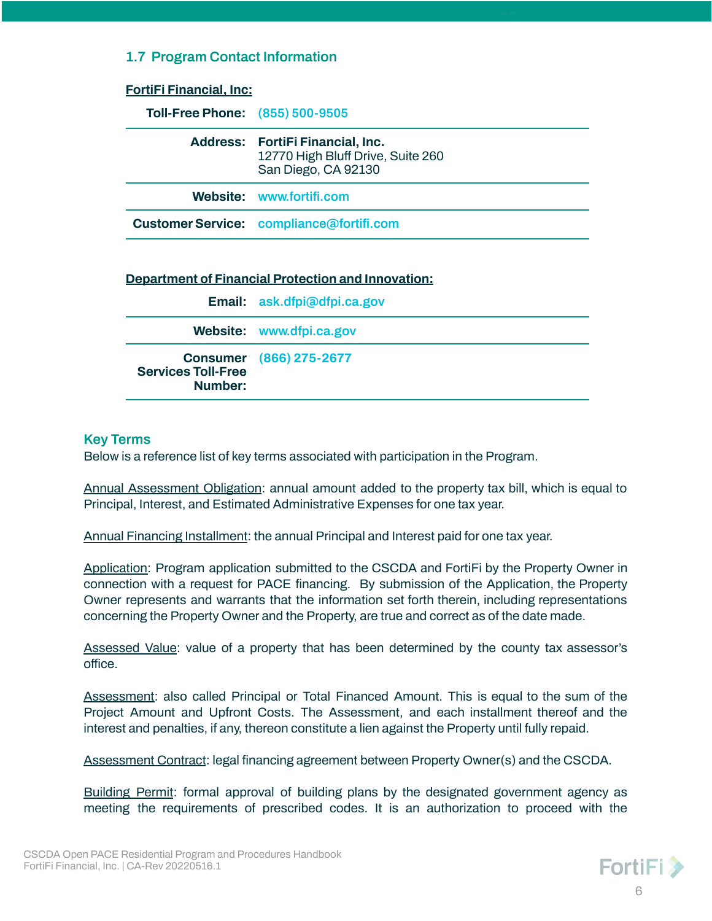### 1.7 Program Contact Information

**FortiFi Financial, Inc:**

| | |
|---|---|
| **Toll-Free Phone:** | (855) 500-9505 |
| **Address:** | **FortiFi Financial, Inc.**<br>12770 High Bluff Drive, Suite 260<br>San Diego, CA 92130 |
| **Website:** | www.fortifi.com |
| **Customer Service:** | compliance@fortifi.com |

**Department of Financial Protection and Innovation:**

| | |
|---|---|
| **Email:** | ask.dfpi@dfpi.ca.gov |
| **Website:** | www.dfpi.ca.gov |
| **Consumer Services Toll-Free Number:** | (866) 275-2677 |

### Key Terms

Below is a reference list of key terms associated with participation in the Program.

Annual Assessment Obligation: annual amount added to the property tax bill, which is equal to Principal, Interest, and Estimated Administrative Expenses for one tax year.

Annual Financing Installment: the annual Principal and Interest paid for one tax year.

Application: Program application submitted to the CSCDA and FortiFi by the Property Owner in connection with a request for PACE financing. By submission of the Application, the Property Owner represents and warrants that the information set forth therein, including representations concerning the Property Owner and the Property, are true and correct as of the date made.

Assessed Value: value of a property that has been determined by the county tax assessor's office.

Assessment: also called Principal or Total Financed Amount. This is equal to the sum of the Project Amount and Upfront Costs. The Assessment, and each installment thereof and the interest and penalties, if any, thereon constitute a lien against the Property until fully repaid.

Assessment Contract: legal financing agreement between Property Owner(s) and the CSCDA.

Building Permit: formal approval of building plans by the designated government agency as meeting the requirements of prescribed codes. It is an authorization to proceed with the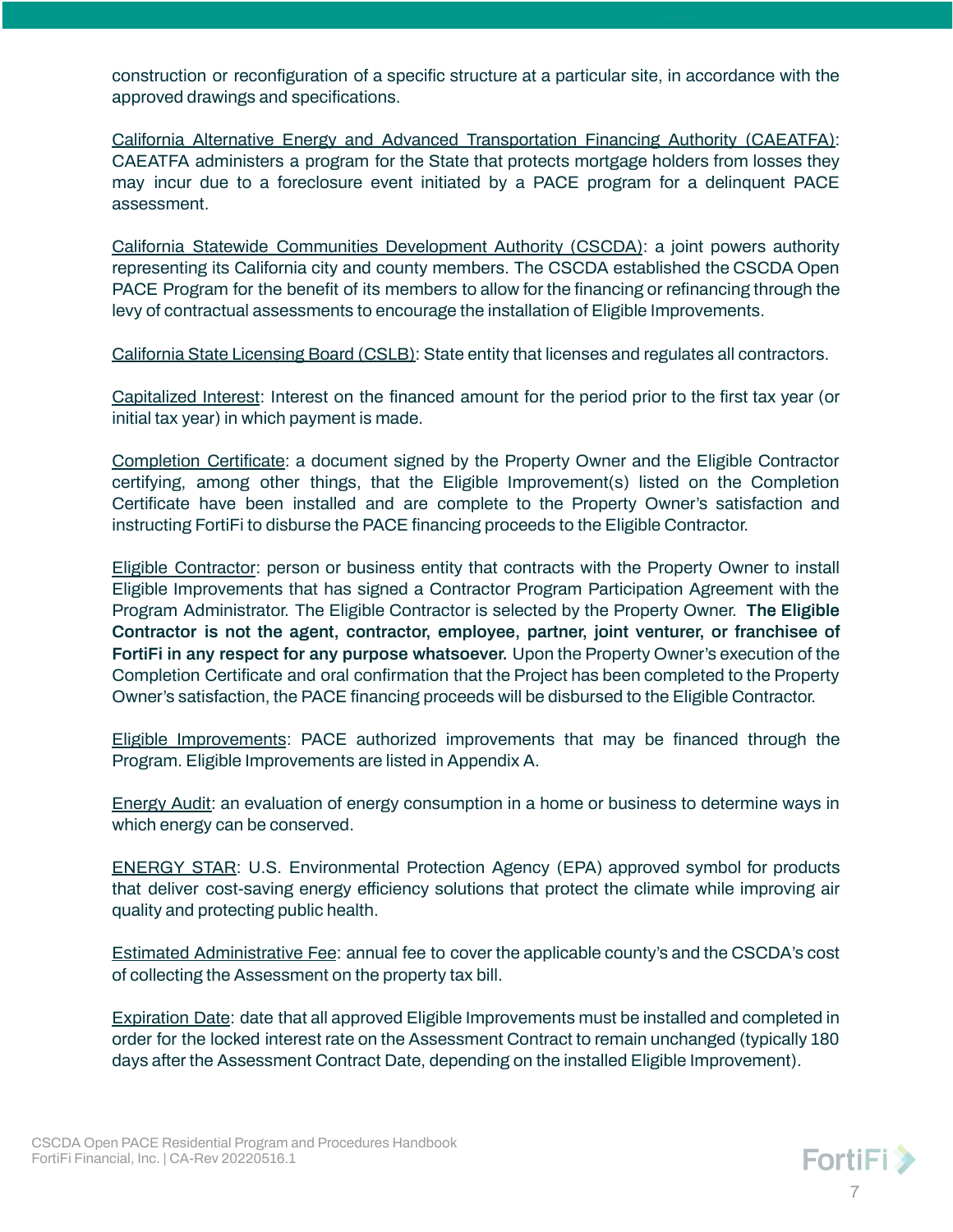construction or reconfiguration of a specific structure at a particular site, in accordance with the approved drawings and specifications.

California Alternative Energy and Advanced Transportation Financing Authority (CAEATFA): CAEATFA administers a program for the State that protects mortgage holders from losses they may incur due to a foreclosure event initiated by a PACE program for a delinquent PACE assessment.

California Statewide Communities Development Authority (CSCDA): a joint powers authority representing its California city and county members. The CSCDA established the CSCDA Open PACE Program for the benefit of its members to allow for the financing or refinancing through the levy of contractual assessments to encourage the installation of Eligible Improvements.

California State Licensing Board (CSLB): State entity that licenses and regulates all contractors.

Capitalized Interest: Interest on the financed amount for the period prior to the first tax year (or initial tax year) in which payment is made.

Completion Certificate: a document signed by the Property Owner and the Eligible Contractor certifying, among other things, that the Eligible Improvement(s) listed on the Completion Certificate have been installed and are complete to the Property Owner's satisfaction and instructing FortiFi to disburse the PACE financing proceeds to the Eligible Contractor.

Eligible Contractor: person or business entity that contracts with the Property Owner to install Eligible Improvements that has signed a Contractor Program Participation Agreement with the Program Administrator. The Eligible Contractor is selected by the Property Owner. **The Eligible Contractor is not the agent, contractor, employee, partner, joint venturer, or franchisee of FortiFi in any respect for any purpose whatsoever.** Upon the Property Owner's execution of the Completion Certificate and oral confirmation that the Project has been completed to the Property Owner's satisfaction, the PACE financing proceeds will be disbursed to the Eligible Contractor.

Eligible Improvements: PACE authorized improvements that may be financed through the Program. Eligible Improvements are listed in Appendix A.

Energy Audit: an evaluation of energy consumption in a home or business to determine ways in which energy can be conserved.

ENERGY STAR: U.S. Environmental Protection Agency (EPA) approved symbol for products that deliver cost-saving energy efficiency solutions that protect the climate while improving air quality and protecting public health.

Estimated Administrative Fee: annual fee to cover the applicable county's and the CSCDA's cost of collecting the Assessment on the property tax bill.

Expiration Date: date that all approved Eligible Improvements must be installed and completed in order for the locked interest rate on the Assessment Contract to remain unchanged (typically 180 days after the Assessment Contract Date, depending on the installed Eligible Improvement).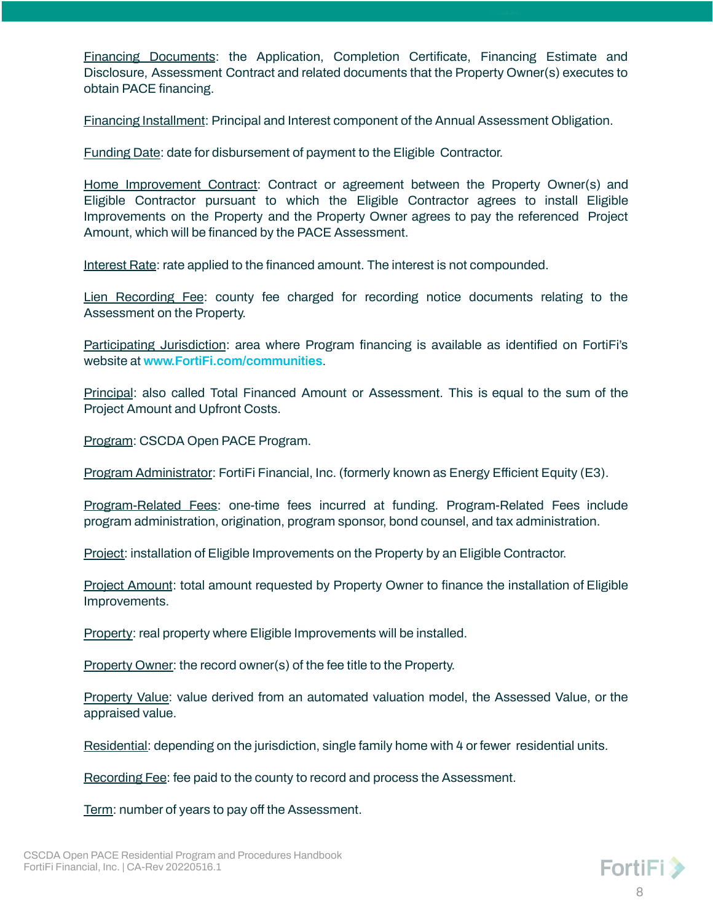Financing Documents: the Application, Completion Certificate, Financing Estimate and Disclosure, Assessment Contract and related documents that the Property Owner(s) executes to obtain PACE financing.

Financing Installment: Principal and Interest component of the Annual Assessment Obligation.

Funding Date: date for disbursement of payment to the Eligible Contractor.

Home Improvement Contract: Contract or agreement between the Property Owner(s) and Eligible Contractor pursuant to which the Eligible Contractor agrees to install Eligible Improvements on the Property and the Property Owner agrees to pay the referenced Project Amount, which will be financed by the PACE Assessment.

Interest Rate: rate applied to the financed amount. The interest is not compounded.

Lien Recording Fee: county fee charged for recording notice documents relating to the Assessment on the Property.

Participating Jurisdiction: area where Program financing is available as identified on FortiFi's website at www.FortiFi.com/communities.

Principal: also called Total Financed Amount or Assessment. This is equal to the sum of the Project Amount and Upfront Costs.

Program: CSCDA Open PACE Program.

Program Administrator: FortiFi Financial, Inc. (formerly known as Energy Efficient Equity (E3).

Program-Related Fees: one-time fees incurred at funding. Program-Related Fees include program administration, origination, program sponsor, bond counsel, and tax administration.

Project: installation of Eligible Improvements on the Property by an Eligible Contractor.

Project Amount: total amount requested by Property Owner to finance the installation of Eligible Improvements.

Property: real property where Eligible Improvements will be installed.

Property Owner: the record owner(s) of the fee title to the Property.

Property Value: value derived from an automated valuation model, the Assessed Value, or the appraised value.

Residential: depending on the jurisdiction, single family home with 4 or fewer residential units.

Recording Fee: fee paid to the county to record and process the Assessment.

Term: number of years to pay off the Assessment.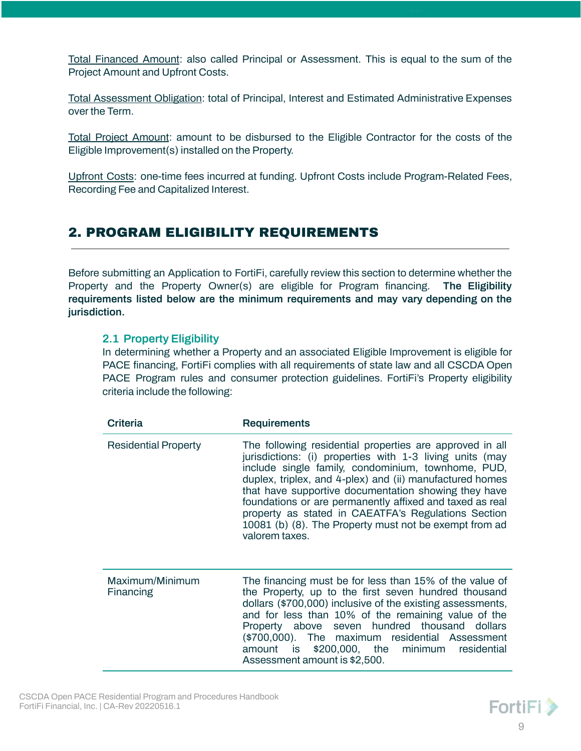Total Financed Amount: also called Principal or Assessment. This is equal to the sum of the Project Amount and Upfront Costs.

Total Assessment Obligation: total of Principal, Interest and Estimated Administrative Expenses over the Term.

Total Project Amount: amount to be disbursed to the Eligible Contractor for the costs of the Eligible Improvement(s) installed on the Property.

Upfront Costs: one-time fees incurred at funding. Upfront Costs include Program-Related Fees, Recording Fee and Capitalized Interest.

## 2. PROGRAM ELIGIBILITY REQUIREMENTS

Before submitting an Application to FortiFi, carefully review this section to determine whether the Property and the Property Owner(s) are eligible for Program financing. **The Eligibility requirements listed below are the minimum requirements and may vary depending on the jurisdiction.**

### 2.1 Property Eligibility

In determining whether a Property and an associated Eligible Improvement is eligible for PACE financing, FortiFi complies with all requirements of state law and all CSCDA Open PACE Program rules and consumer protection guidelines. FortiFi's Property eligibility criteria include the following:

| Criteria | Requirements |
|---|---|
| Residential Property | The following residential properties are approved in all jurisdictions: (i) properties with 1-3 living units (may include single family, condominium, townhome, PUD, duplex, triplex, and 4-plex) and (ii) manufactured homes that have supportive documentation showing they have foundations or are permanently affixed and taxed as real property as stated in CAEATFA's Regulations Section 10081 (b) (8). The Property must not be exempt from ad valorem taxes. |
| Maximum/Minimum Financing | The financing must be for less than 15% of the value of the Property, up to the first seven hundred thousand dollars ($700,000) inclusive of the existing assessments, and for less than 10% of the remaining value of the Property above seven hundred thousand dollars ($700,000). The maximum residential Assessment amount is $200,000, the minimum residential Assessment amount is $2,500. |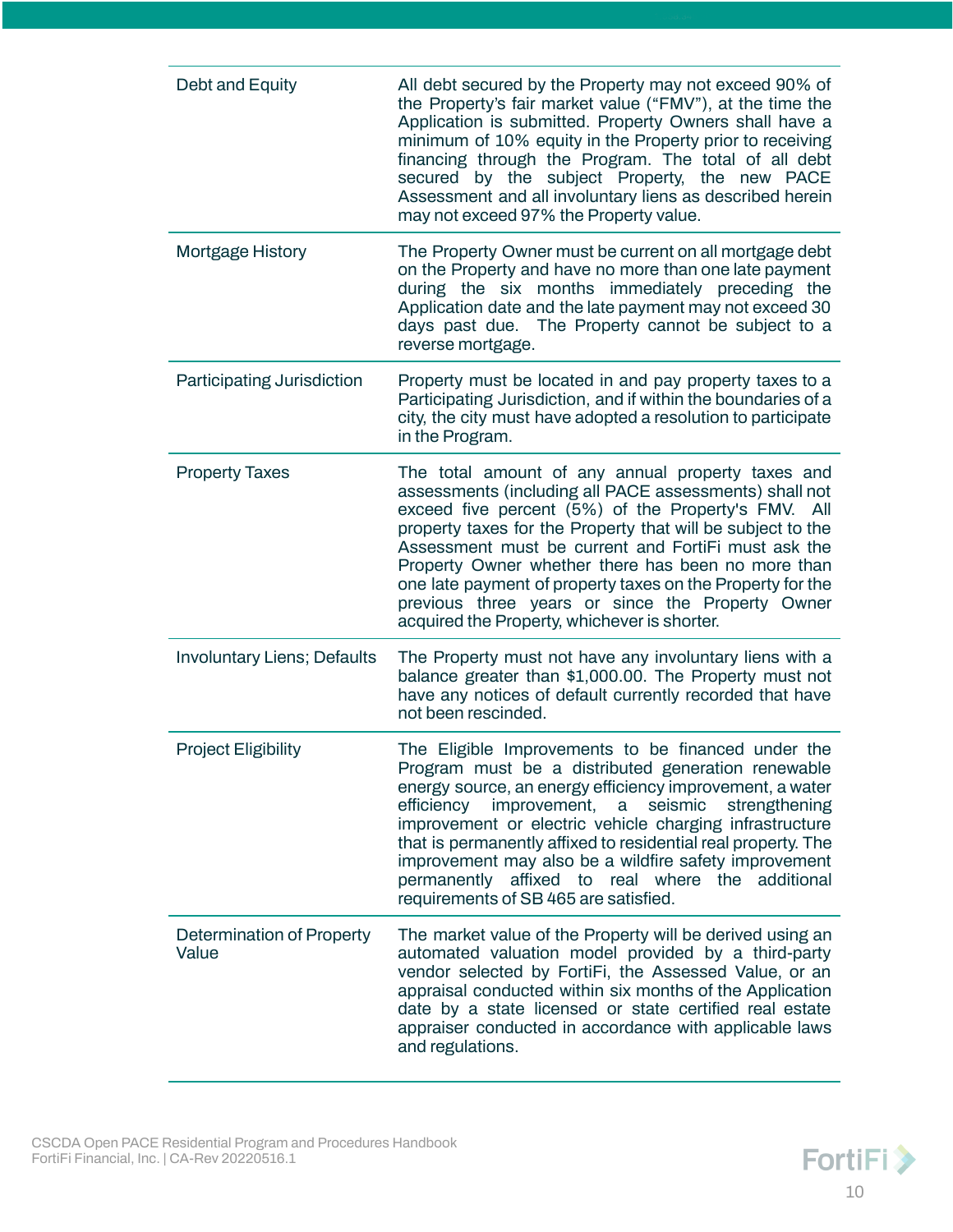| | |
|---|---|
| Debt and Equity | All debt secured by the Property may not exceed 90% of the Property's fair market value ("FMV"), at the time the Application is submitted. Property Owners shall have a minimum of 10% equity in the Property prior to receiving financing through the Program. The total of all debt secured by the subject Property, the new PACE Assessment and all involuntary liens as described herein may not exceed 97% the Property value. |
| Mortgage History | The Property Owner must be current on all mortgage debt on the Property and have no more than one late payment during the six months immediately preceding the Application date and the late payment may not exceed 30 days past due. The Property cannot be subject to a reverse mortgage. |
| Participating Jurisdiction | Property must be located in and pay property taxes to a Participating Jurisdiction, and if within the boundaries of a city, the city must have adopted a resolution to participate in the Program. |
| Property Taxes | The total amount of any annual property taxes and assessments (including all PACE assessments) shall not exceed five percent (5%) of the Property's FMV. All property taxes for the Property that will be subject to the Assessment must be current and FortiFi must ask the Property Owner whether there has been no more than one late payment of property taxes on the Property for the previous three years or since the Property Owner acquired the Property, whichever is shorter. |
| Involuntary Liens; Defaults | The Property must not have any involuntary liens with a balance greater than $1,000.00. The Property must not have any notices of default currently recorded that have not been rescinded. |
| Project Eligibility | The Eligible Improvements to be financed under the Program must be a distributed generation renewable energy source, an energy efficiency improvement, a water efficiency improvement, a seismic strengthening improvement or electric vehicle charging infrastructure that is permanently affixed to residential real property. The improvement may also be a wildfire safety improvement permanently affixed to real where the additional requirements of SB 465 are satisfied. |
| Determination of Property Value | The market value of the Property will be derived using an automated valuation model provided by a third-party vendor selected by FortiFi, the Assessed Value, or an appraisal conducted within six months of the Application date by a state licensed or state certified real estate appraiser conducted in accordance with applicable laws and regulations. |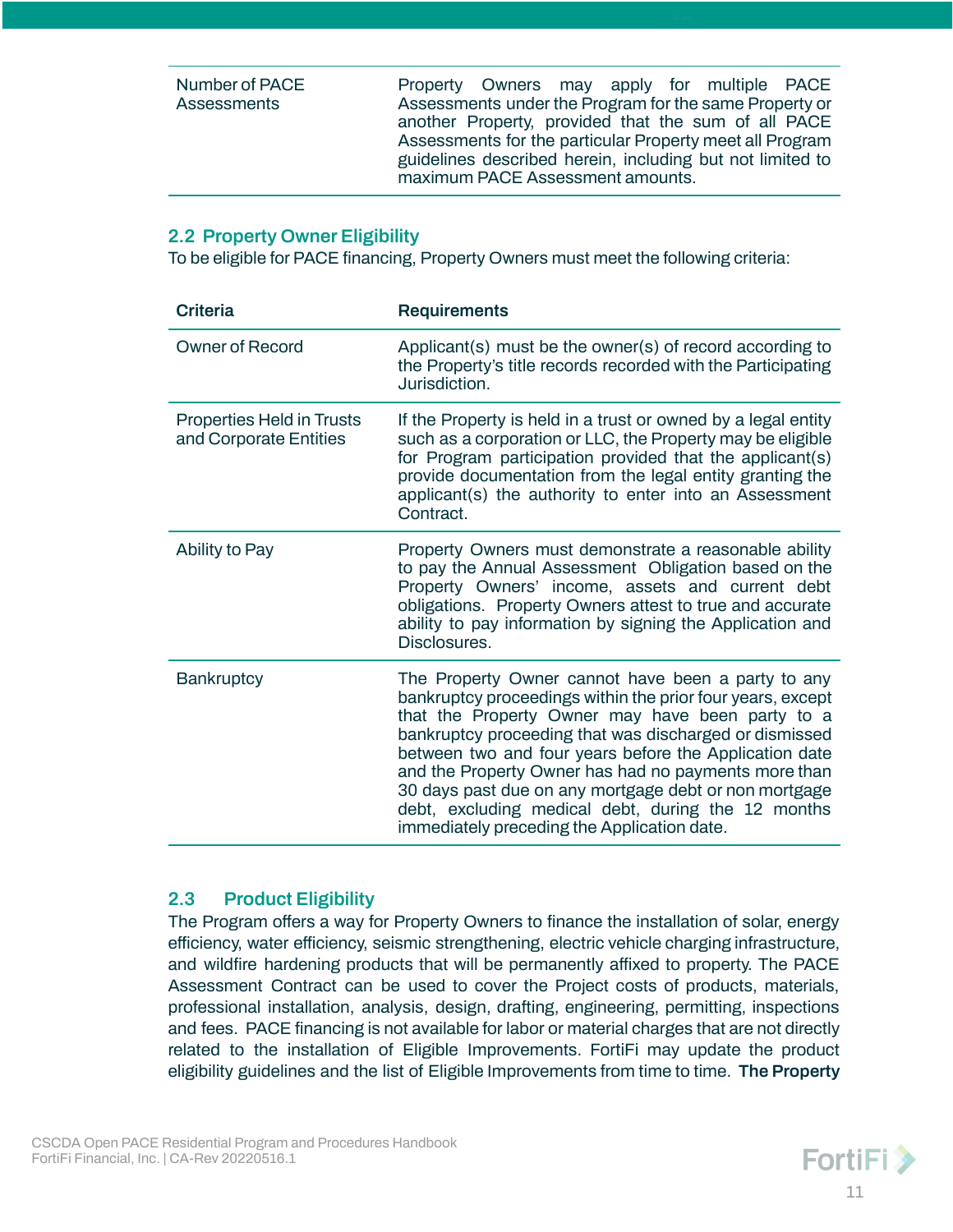| | |
|---|---|
| Number of PACE Assessments | Property Owners may apply for multiple PACE Assessments under the Program for the same Property or another Property, provided that the sum of all PACE Assessments for the particular Property meet all Program guidelines described herein, including but not limited to maximum PACE Assessment amounts. |

## 2.2 Property Owner Eligibility

To be eligible for PACE financing, Property Owners must meet the following criteria:

| Criteria | Requirements |
|---|---|
| Owner of Record | Applicant(s) must be the owner(s) of record according to the Property's title records recorded with the Participating Jurisdiction. |
| Properties Held in Trusts and Corporate Entities | If the Property is held in a trust or owned by a legal entity such as a corporation or LLC, the Property may be eligible for Program participation provided that the applicant(s) provide documentation from the legal entity granting the applicant(s) the authority to enter into an Assessment Contract. |
| Ability to Pay | Property Owners must demonstrate a reasonable ability to pay the Annual Assessment Obligation based on the Property Owners' income, assets and current debt obligations. Property Owners attest to true and accurate ability to pay information by signing the Application and Disclosures. |
| Bankruptcy | The Property Owner cannot have been a party to any bankruptcy proceedings within the prior four years, except that the Property Owner may have been party to a bankruptcy proceeding that was discharged or dismissed between two and four years before the Application date and the Property Owner has had no payments more than 30 days past due on any mortgage debt or non mortgage debt, excluding medical debt, during the 12 months immediately preceding the Application date. |

## 2.3 Product Eligibility

The Program offers a way for Property Owners to finance the installation of solar, energy efficiency, water efficiency, seismic strengthening, electric vehicle charging infrastructure, and wildfire hardening products that will be permanently affixed to property. The PACE Assessment Contract can be used to cover the Project costs of products, materials, professional installation, analysis, design, drafting, engineering, permitting, inspections and fees. PACE financing is not available for labor or material charges that are not directly related to the installation of Eligible Improvements. FortiFi may update the product eligibility guidelines and the list of Eligible Improvements from time to time. **The Property**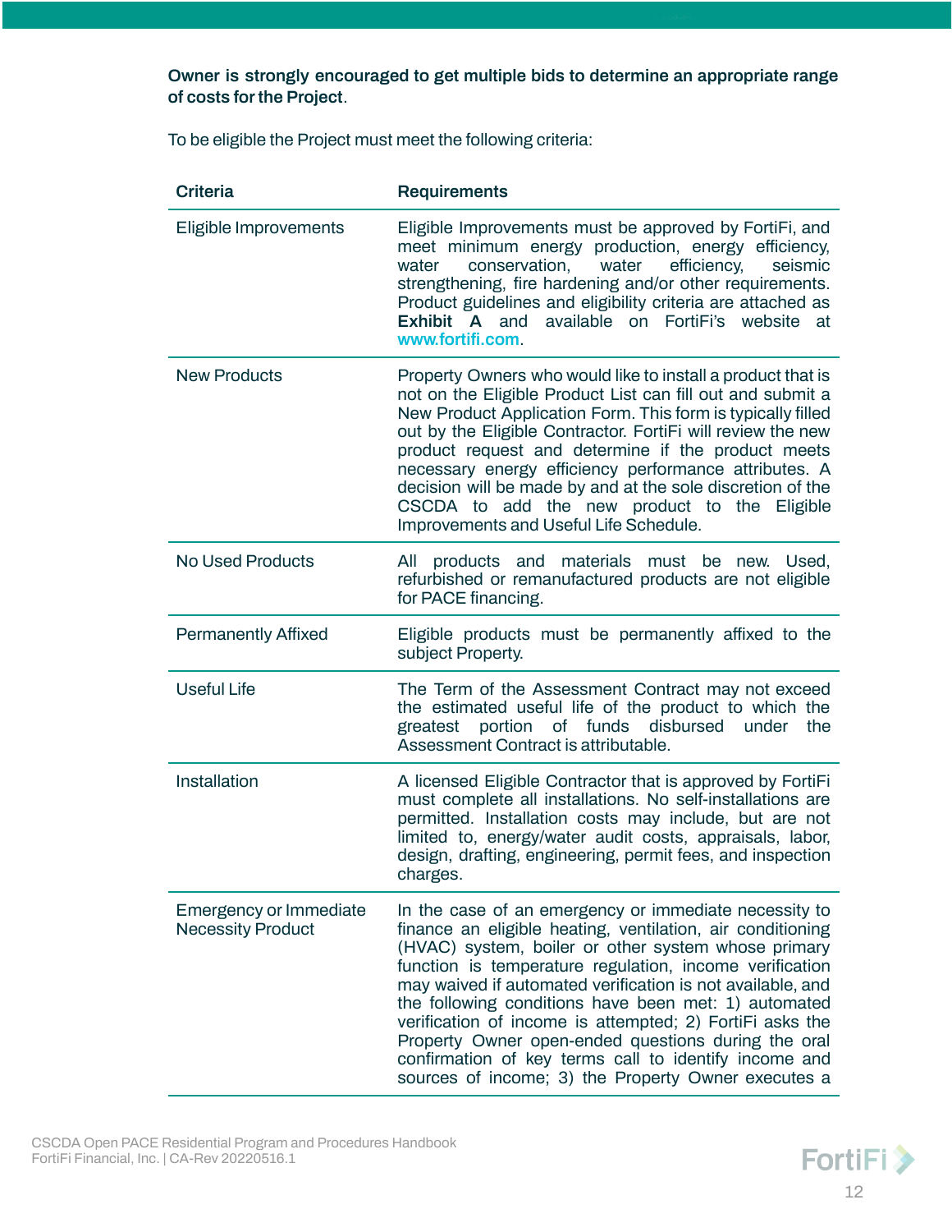**Owner is strongly encouraged to get multiple bids to determine an appropriate range of costs for the Project**.

To be eligible the Project must meet the following criteria:

| Criteria | Requirements |
|---|---|
| Eligible Improvements | Eligible Improvements must be approved by FortiFi, and meet minimum energy production, energy efficiency, water conservation, water efficiency, seismic strengthening, fire hardening and/or other requirements. Product guidelines and eligibility criteria are attached as **Exhibit A** and available on FortiFi's website at www.fortifi.com. |
| New Products | Property Owners who would like to install a product that is not on the Eligible Product List can fill out and submit a New Product Application Form. This form is typically filled out by the Eligible Contractor. FortiFi will review the new product request and determine if the product meets necessary energy efficiency performance attributes. A decision will be made by and at the sole discretion of the CSCDA to add the new product to the Eligible Improvements and Useful Life Schedule. |
| No Used Products | All products and materials must be new. Used, refurbished or remanufactured products are not eligible for PACE financing. |
| Permanently Affixed | Eligible products must be permanently affixed to the subject Property. |
| Useful Life | The Term of the Assessment Contract may not exceed the estimated useful life of the product to which the greatest portion of funds disbursed under the Assessment Contract is attributable. |
| Installation | A licensed Eligible Contractor that is approved by FortiFi must complete all installations. No self-installations are permitted. Installation costs may include, but are not limited to, energy/water audit costs, appraisals, labor, design, drafting, engineering, permit fees, and inspection charges. |
| Emergency or Immediate Necessity Product | In the case of an emergency or immediate necessity to finance an eligible heating, ventilation, air conditioning (HVAC) system, boiler or other system whose primary function is temperature regulation, income verification may waived if automated verification is not available, and the following conditions have been met: 1) automated verification of income is attempted; 2) FortiFi asks the Property Owner open-ended questions during the oral confirmation of key terms call to identify income and sources of income; 3) the Property Owner executes a |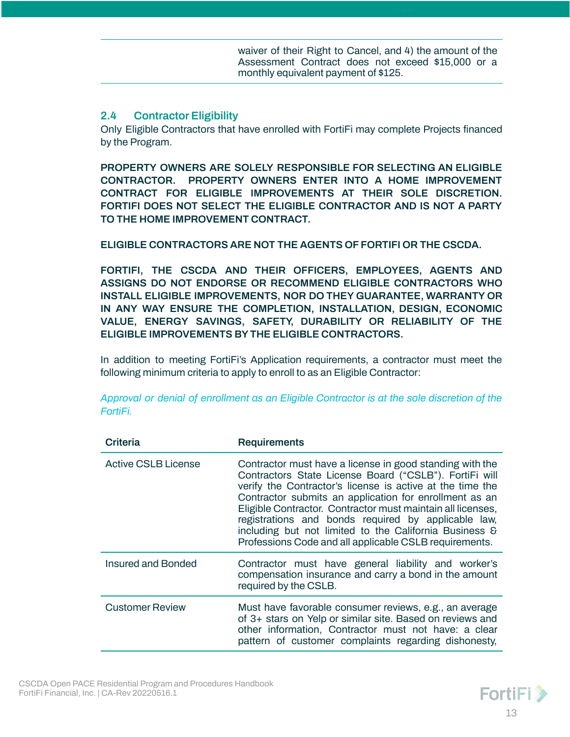| | |
|---|---|
| | waiver of their Right to Cancel, and 4) the amount of the Assessment Contract does not exceed $15,000 or a monthly equivalent payment of $125. |

## 2.4 Contractor Eligibility

Only Eligible Contractors that have enrolled with FortiFi may complete Projects financed by the Program.

**PROPERTY OWNERS ARE SOLELY RESPONSIBLE FOR SELECTING AN ELIGIBLE CONTRACTOR. PROPERTY OWNERS ENTER INTO A HOME IMPROVEMENT CONTRACT FOR ELIGIBLE IMPROVEMENTS AT THEIR SOLE DISCRETION. FORTIFI DOES NOT SELECT THE ELIGIBLE CONTRACTOR AND IS NOT A PARTY TO THE HOME IMPROVEMENT CONTRACT.**

**ELIGIBLE CONTRACTORS ARE NOT THE AGENTS OF FORTIFI OR THE CSCDA.**

**FORTIFI, THE CSCDA AND THEIR OFFICERS, EMPLOYEES, AGENTS AND ASSIGNS DO NOT ENDORSE OR RECOMMEND ELIGIBLE CONTRACTORS WHO INSTALL ELIGIBLE IMPROVEMENTS, NOR DO THEY GUARANTEE, WARRANTY OR IN ANY WAY ENSURE THE COMPLETION, INSTALLATION, DESIGN, ECONOMIC VALUE, ENERGY SAVINGS, SAFETY, DURABILITY OR RELIABILITY OF THE ELIGIBLE IMPROVEMENTS BY THE ELIGIBLE CONTRACTORS.**

In addition to meeting FortiFi's Application requirements, a contractor must meet the following minimum criteria to apply to enroll to as an Eligible Contractor:

*Approval or denial of enrollment as an Eligible Contractor is at the sole discretion of the FortiFi.*

| Criteria | Requirements |
|---|---|
| Active CSLB License | Contractor must have a license in good standing with the Contractors State License Board ("CSLB"). FortiFi will verify the Contractor's license is active at the time the Contractor submits an application for enrollment as an Eligible Contractor. Contractor must maintain all licenses, registrations and bonds required by applicable law, including but not limited to the California Business & Professions Code and all applicable CSLB requirements. |
| Insured and Bonded | Contractor must have general liability and worker's compensation insurance and carry a bond in the amount required by the CSLB. |
| Customer Review | Must have favorable consumer reviews, e.g., an average of 3+ stars on Yelp or similar site. Based on reviews and other information, Contractor must not have: a clear pattern of customer complaints regarding dishonesty, |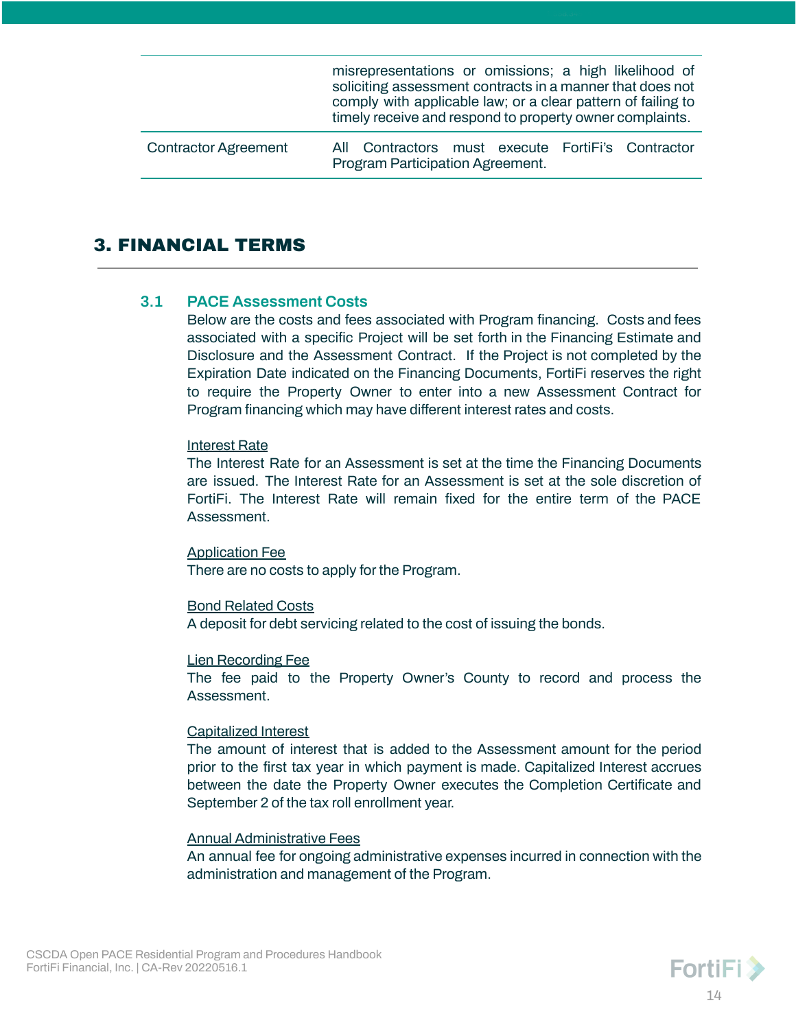| | |
|---|---|
| | misrepresentations or omissions; a high likelihood of soliciting assessment contracts in a manner that does not comply with applicable law; or a clear pattern of failing to timely receive and respond to property owner complaints. |
| Contractor Agreement | All Contractors must execute FortiFi's Contractor Program Participation Agreement. |

# 3. FINANCIAL TERMS

## 3.1 PACE Assessment Costs

Below are the costs and fees associated with Program financing. Costs and fees associated with a specific Project will be set forth in the Financing Estimate and Disclosure and the Assessment Contract. If the Project is not completed by the Expiration Date indicated on the Financing Documents, FortiFi reserves the right to require the Property Owner to enter into a new Assessment Contract for Program financing which may have different interest rates and costs.

<u>Interest Rate</u>
The Interest Rate for an Assessment is set at the time the Financing Documents are issued. The Interest Rate for an Assessment is set at the sole discretion of FortiFi. The Interest Rate will remain fixed for the entire term of the PACE Assessment.

<u>Application Fee</u>
There are no costs to apply for the Program.

<u>Bond Related Costs</u>
A deposit for debt servicing related to the cost of issuing the bonds.

<u>Lien Recording Fee</u>
The fee paid to the Property Owner's County to record and process the Assessment.

<u>Capitalized Interest</u>
The amount of interest that is added to the Assessment amount for the period prior to the first tax year in which payment is made. Capitalized Interest accrues between the date the Property Owner executes the Completion Certificate and September 2 of the tax roll enrollment year.

<u>Annual Administrative Fees</u>
An annual fee for ongoing administrative expenses incurred in connection with the administration and management of the Program.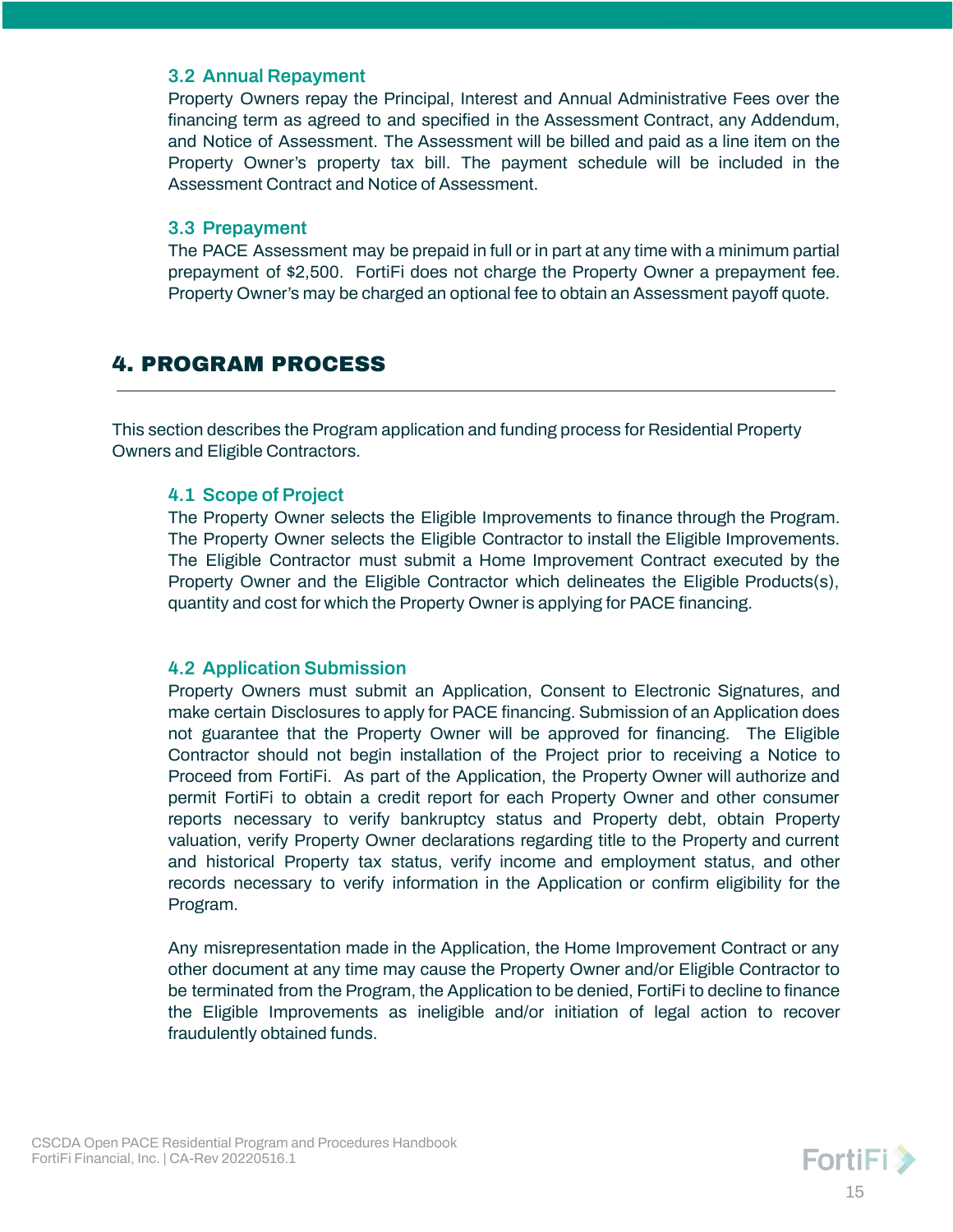### 3.2 Annual Repayment

Property Owners repay the Principal, Interest and Annual Administrative Fees over the financing term as agreed to and specified in the Assessment Contract, any Addendum, and Notice of Assessment. The Assessment will be billed and paid as a line item on the Property Owner's property tax bill. The payment schedule will be included in the Assessment Contract and Notice of Assessment.

### 3.3 Prepayment

The PACE Assessment may be prepaid in full or in part at any time with a minimum partial prepayment of $2,500. FortiFi does not charge the Property Owner a prepayment fee. Property Owner's may be charged an optional fee to obtain an Assessment payoff quote.

## 4. PROGRAM PROCESS

This section describes the Program application and funding process for Residential Property Owners and Eligible Contractors.

### 4.1 Scope of Project

The Property Owner selects the Eligible Improvements to finance through the Program. The Property Owner selects the Eligible Contractor to install the Eligible Improvements. The Eligible Contractor must submit a Home Improvement Contract executed by the Property Owner and the Eligible Contractor which delineates the Eligible Products(s), quantity and cost for which the Property Owner is applying for PACE financing.

### 4.2 Application Submission

Property Owners must submit an Application, Consent to Electronic Signatures, and make certain Disclosures to apply for PACE financing. Submission of an Application does not guarantee that the Property Owner will be approved for financing. The Eligible Contractor should not begin installation of the Project prior to receiving a Notice to Proceed from FortiFi. As part of the Application, the Property Owner will authorize and permit FortiFi to obtain a credit report for each Property Owner and other consumer reports necessary to verify bankruptcy status and Property debt, obtain Property valuation, verify Property Owner declarations regarding title to the Property and current and historical Property tax status, verify income and employment status, and other records necessary to verify information in the Application or confirm eligibility for the Program.

Any misrepresentation made in the Application, the Home Improvement Contract or any other document at any time may cause the Property Owner and/or Eligible Contractor to be terminated from the Program, the Application to be denied, FortiFi to decline to finance the Eligible Improvements as ineligible and/or initiation of legal action to recover fraudulently obtained funds.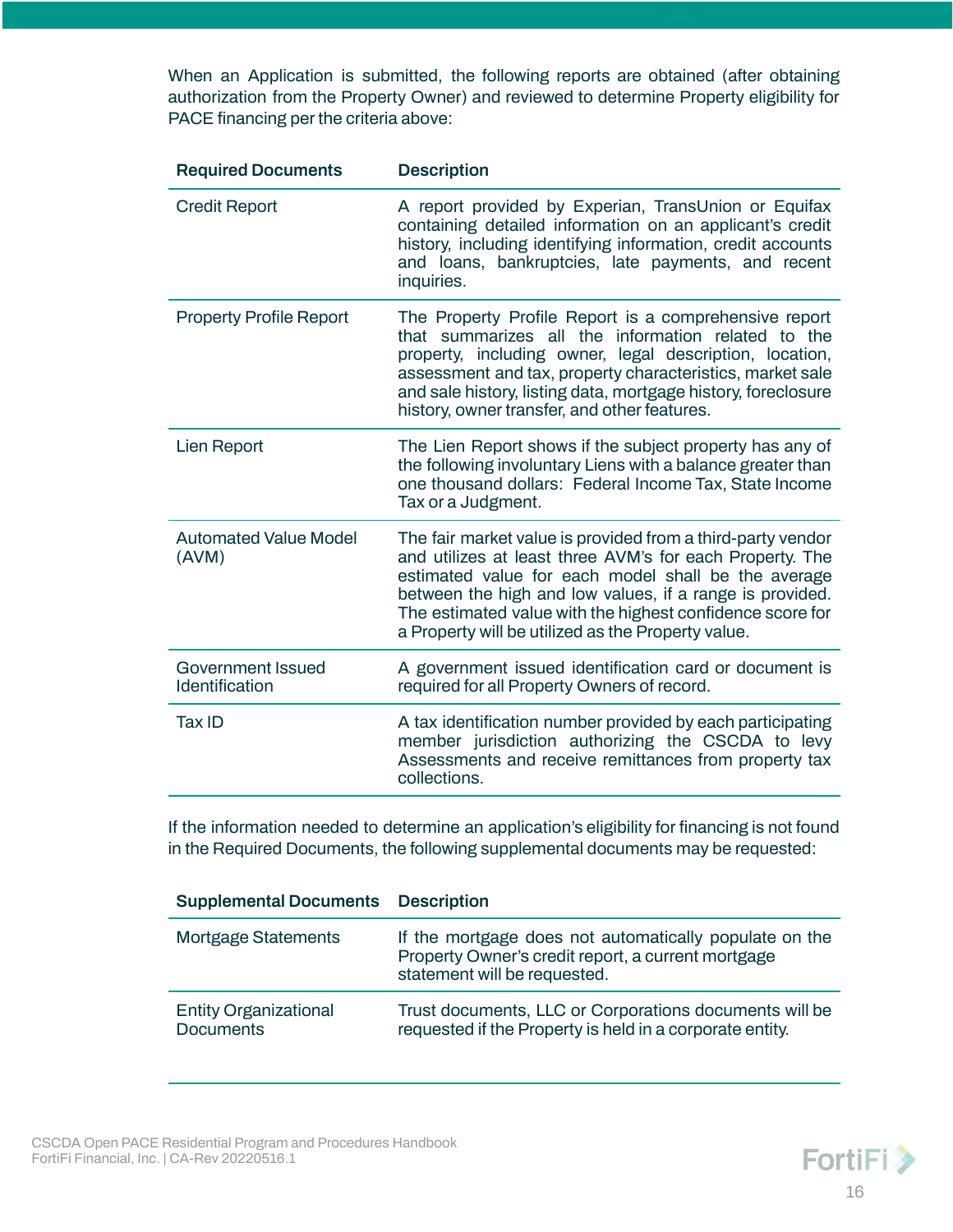When an Application is submitted, the following reports are obtained (after obtaining authorization from the Property Owner) and reviewed to determine Property eligibility for PACE financing per the criteria above:

| Required Documents | Description |
| --- | --- |
| Credit Report | A report provided by Experian, TransUnion or Equifax containing detailed information on an applicant's credit history, including identifying information, credit accounts and loans, bankruptcies, late payments, and recent inquiries. |
| Property Profile Report | The Property Profile Report is a comprehensive report that summarizes all the information related to the property, including owner, legal description, location, assessment and tax, property characteristics, market sale and sale history, listing data, mortgage history, foreclosure history, owner transfer, and other features. |
| Lien Report | The Lien Report shows if the subject property has any of the following involuntary Liens with a balance greater than one thousand dollars: Federal Income Tax, State Income Tax or a Judgment. |
| Automated Value Model (AVM) | The fair market value is provided from a third-party vendor and utilizes at least three AVM's for each Property. The estimated value for each model shall be the average between the high and low values, if a range is provided. The estimated value with the highest confidence score for a Property will be utilized as the Property value. |
| Government Issued Identification | A government issued identification card or document is required for all Property Owners of record. |
| Tax ID | A tax identification number provided by each participating member jurisdiction authorizing the CSCDA to levy Assessments and receive remittances from property tax collections. |

If the information needed to determine an application's eligibility for financing is not found in the Required Documents, the following supplemental documents may be requested:

| Supplemental Documents | Description |
| --- | --- |
| Mortgage Statements | If the mortgage does not automatically populate on the Property Owner's credit report, a current mortgage statement will be requested. |
| Entity Organizational Documents | Trust documents, LLC or Corporations documents will be requested if the Property is held in a corporate entity. |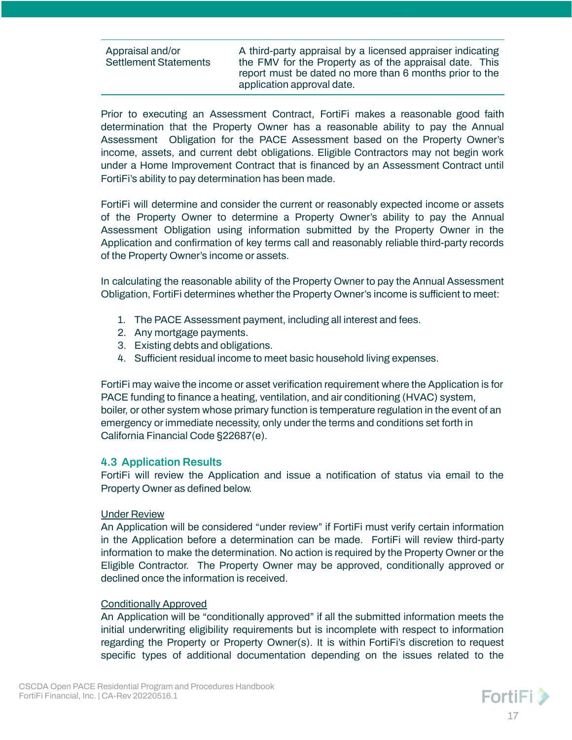| Appraisal and/or Settlement Statements | A third-party appraisal by a licensed appraiser indicating the FMV for the Property as of the appraisal date. This report must be dated no more than 6 months prior to the application approval date. |
| --- | --- |

Prior to executing an Assessment Contract, FortiFi makes a reasonable good faith determination that the Property Owner has a reasonable ability to pay the Annual Assessment Obligation for the PACE Assessment based on the Property Owner's income, assets, and current debt obligations. Eligible Contractors may not begin work under a Home Improvement Contract that is financed by an Assessment Contract until FortiFi's ability to pay determination has been made.

FortiFi will determine and consider the current or reasonably expected income or assets of the Property Owner to determine a Property Owner's ability to pay the Annual Assessment Obligation using information submitted by the Property Owner in the Application and confirmation of key terms call and reasonably reliable third-party records of the Property Owner's income or assets.

In calculating the reasonable ability of the Property Owner to pay the Annual Assessment Obligation, FortiFi determines whether the Property Owner's income is sufficient to meet:

1. The PACE Assessment payment, including all interest and fees.
2. Any mortgage payments.
3. Existing debts and obligations.
4. Sufficient residual income to meet basic household living expenses.

FortiFi may waive the income or asset verification requirement where the Application is for PACE funding to finance a heating, ventilation, and air conditioning (HVAC) system, boiler, or other system whose primary function is temperature regulation in the event of an emergency or immediate necessity, only under the terms and conditions set forth in California Financial Code §22687(e).

## 4.3 Application Results

FortiFi will review the Application and issue a notification of status via email to the Property Owner as defined below.

<u>Under Review</u>

An Application will be considered "under review" if FortiFi must verify certain information in the Application before a determination can be made. FortiFi will review third-party information to make the determination. No action is required by the Property Owner or the Eligible Contractor. The Property Owner may be approved, conditionally approved or declined once the information is received.

<u>Conditionally Approved</u>

An Application will be "conditionally approved" if all the submitted information meets the initial underwriting eligibility requirements but is incomplete with respect to information regarding the Property or Property Owner(s). It is within FortiFi's discretion to request specific types of additional documentation depending on the issues related to the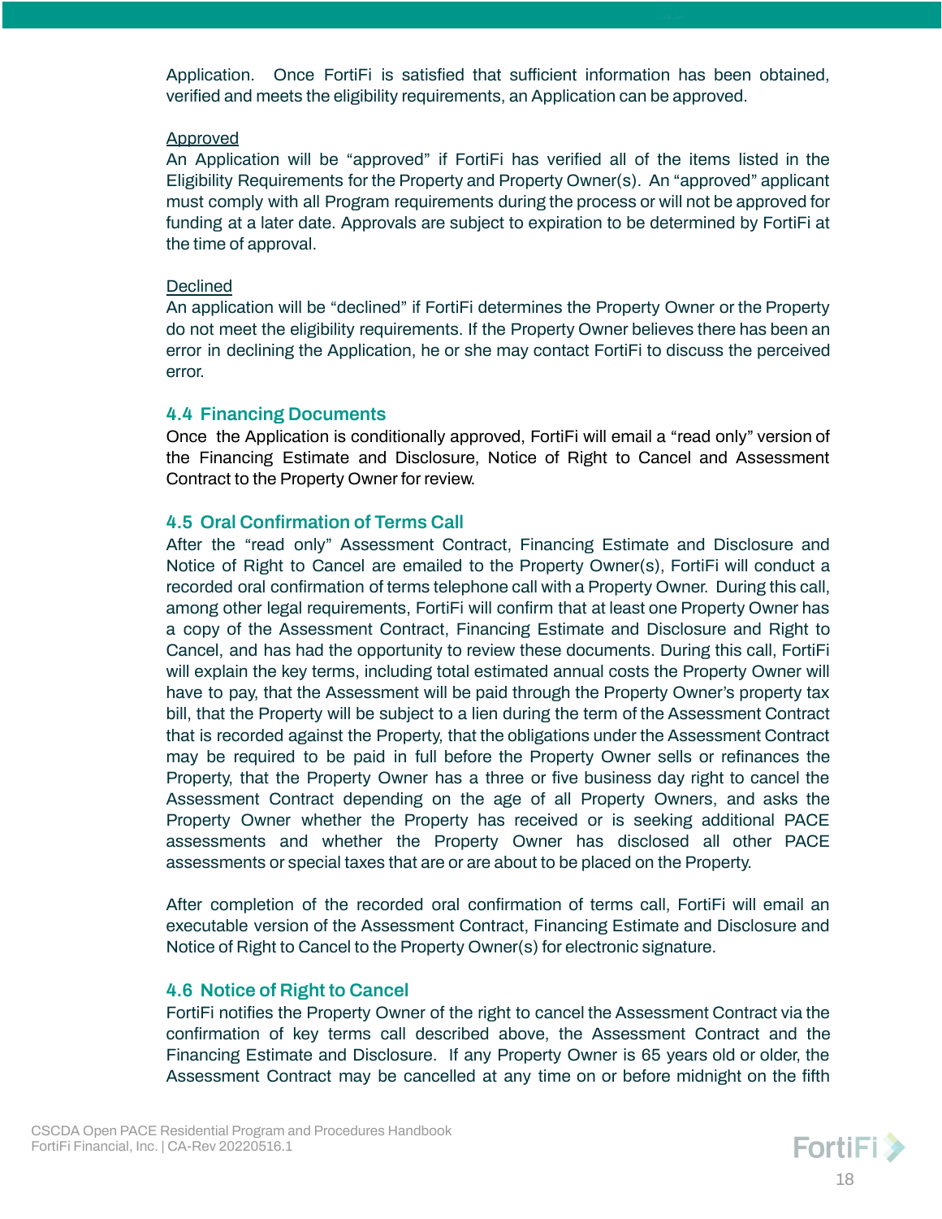Application. Once FortiFi is satisfied that sufficient information has been obtained, verified and meets the eligibility requirements, an Application can be approved.

<u>Approved</u>
An Application will be "approved" if FortiFi has verified all of the items listed in the Eligibility Requirements for the Property and Property Owner(s). An "approved" applicant must comply with all Program requirements during the process or will not be approved for funding at a later date. Approvals are subject to expiration to be determined by FortiFi at the time of approval.

<u>Declined</u>
An application will be "declined" if FortiFi determines the Property Owner or the Property do not meet the eligibility requirements. If the Property Owner believes there has been an error in declining the Application, he or she may contact FortiFi to discuss the perceived error.

### 4.4 Financing Documents

Once the Application is conditionally approved, FortiFi will email a "read only" version of the Financing Estimate and Disclosure, Notice of Right to Cancel and Assessment Contract to the Property Owner for review.

### 4.5 Oral Confirmation of Terms Call

After the "read only" Assessment Contract, Financing Estimate and Disclosure and Notice of Right to Cancel are emailed to the Property Owner(s), FortiFi will conduct a recorded oral confirmation of terms telephone call with a Property Owner. During this call, among other legal requirements, FortiFi will confirm that at least one Property Owner has a copy of the Assessment Contract, Financing Estimate and Disclosure and Right to Cancel, and has had the opportunity to review these documents. During this call, FortiFi will explain the key terms, including total estimated annual costs the Property Owner will have to pay, that the Assessment will be paid through the Property Owner's property tax bill, that the Property will be subject to a lien during the term of the Assessment Contract that is recorded against the Property, that the obligations under the Assessment Contract may be required to be paid in full before the Property Owner sells or refinances the Property, that the Property Owner has a three or five business day right to cancel the Assessment Contract depending on the age of all Property Owners, and asks the Property Owner whether the Property has received or is seeking additional PACE assessments and whether the Property Owner has disclosed all other PACE assessments or special taxes that are or are about to be placed on the Property.

After completion of the recorded oral confirmation of terms call, FortiFi will email an executable version of the Assessment Contract, Financing Estimate and Disclosure and Notice of Right to Cancel to the Property Owner(s) for electronic signature.

### 4.6 Notice of Right to Cancel

FortiFi notifies the Property Owner of the right to cancel the Assessment Contract via the confirmation of key terms call described above, the Assessment Contract and the Financing Estimate and Disclosure. If any Property Owner is 65 years old or older, the Assessment Contract may be cancelled at any time on or before midnight on the fifth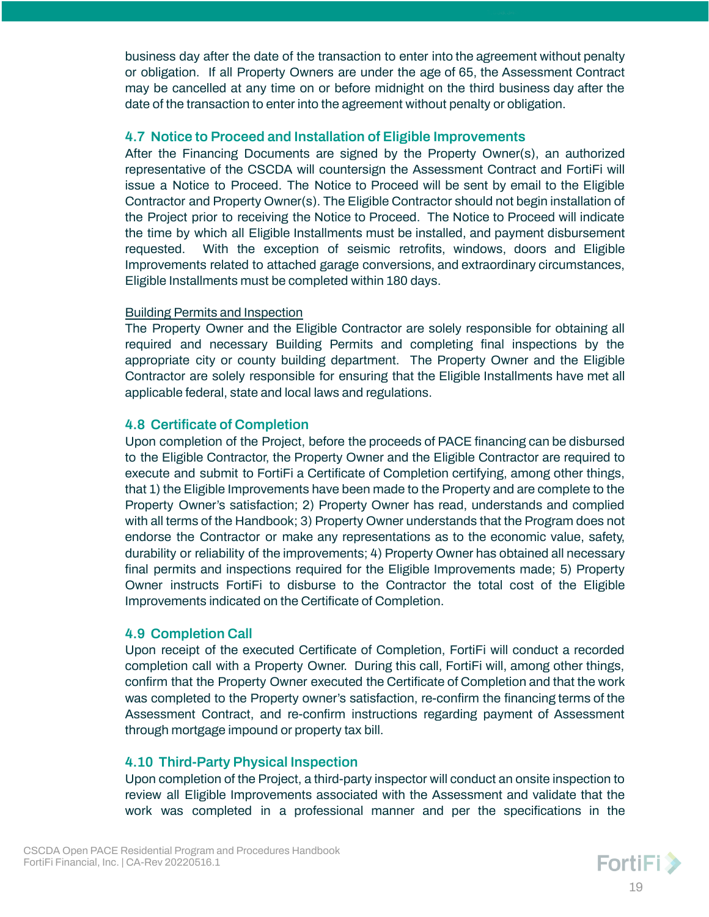business day after the date of the transaction to enter into the agreement without penalty or obligation. If all Property Owners are under the age of 65, the Assessment Contract may be cancelled at any time on or before midnight on the third business day after the date of the transaction to enter into the agreement without penalty or obligation.

### 4.7 Notice to Proceed and Installation of Eligible Improvements

After the Financing Documents are signed by the Property Owner(s), an authorized representative of the CSCDA will countersign the Assessment Contract and FortiFi will issue a Notice to Proceed. The Notice to Proceed will be sent by email to the Eligible Contractor and Property Owner(s). The Eligible Contractor should not begin installation of the Project prior to receiving the Notice to Proceed. The Notice to Proceed will indicate the time by which all Eligible Installments must be installed, and payment disbursement requested. With the exception of seismic retrofits, windows, doors and Eligible Improvements related to attached garage conversions, and extraordinary circumstances, Eligible Installments must be completed within 180 days.

<u>Building Permits and Inspection</u>

The Property Owner and the Eligible Contractor are solely responsible for obtaining all required and necessary Building Permits and completing final inspections by the appropriate city or county building department. The Property Owner and the Eligible Contractor are solely responsible for ensuring that the Eligible Installments have met all applicable federal, state and local laws and regulations.

### 4.8 Certificate of Completion

Upon completion of the Project, before the proceeds of PACE financing can be disbursed to the Eligible Contractor, the Property Owner and the Eligible Contractor are required to execute and submit to FortiFi a Certificate of Completion certifying, among other things, that 1) the Eligible Improvements have been made to the Property and are complete to the Property Owner's satisfaction; 2) Property Owner has read, understands and complied with all terms of the Handbook; 3) Property Owner understands that the Program does not endorse the Contractor or make any representations as to the economic value, safety, durability or reliability of the improvements; 4) Property Owner has obtained all necessary final permits and inspections required for the Eligible Improvements made; 5) Property Owner instructs FortiFi to disburse to the Contractor the total cost of the Eligible Improvements indicated on the Certificate of Completion.

### 4.9 Completion Call

Upon receipt of the executed Certificate of Completion, FortiFi will conduct a recorded completion call with a Property Owner. During this call, FortiFi will, among other things, confirm that the Property Owner executed the Certificate of Completion and that the work was completed to the Property owner's satisfaction, re-confirm the financing terms of the Assessment Contract, and re-confirm instructions regarding payment of Assessment through mortgage impound or property tax bill.

### 4.10 Third-Party Physical Inspection

Upon completion of the Project, a third-party inspector will conduct an onsite inspection to review all Eligible Improvements associated with the Assessment and validate that the work was completed in a professional manner and per the specifications in the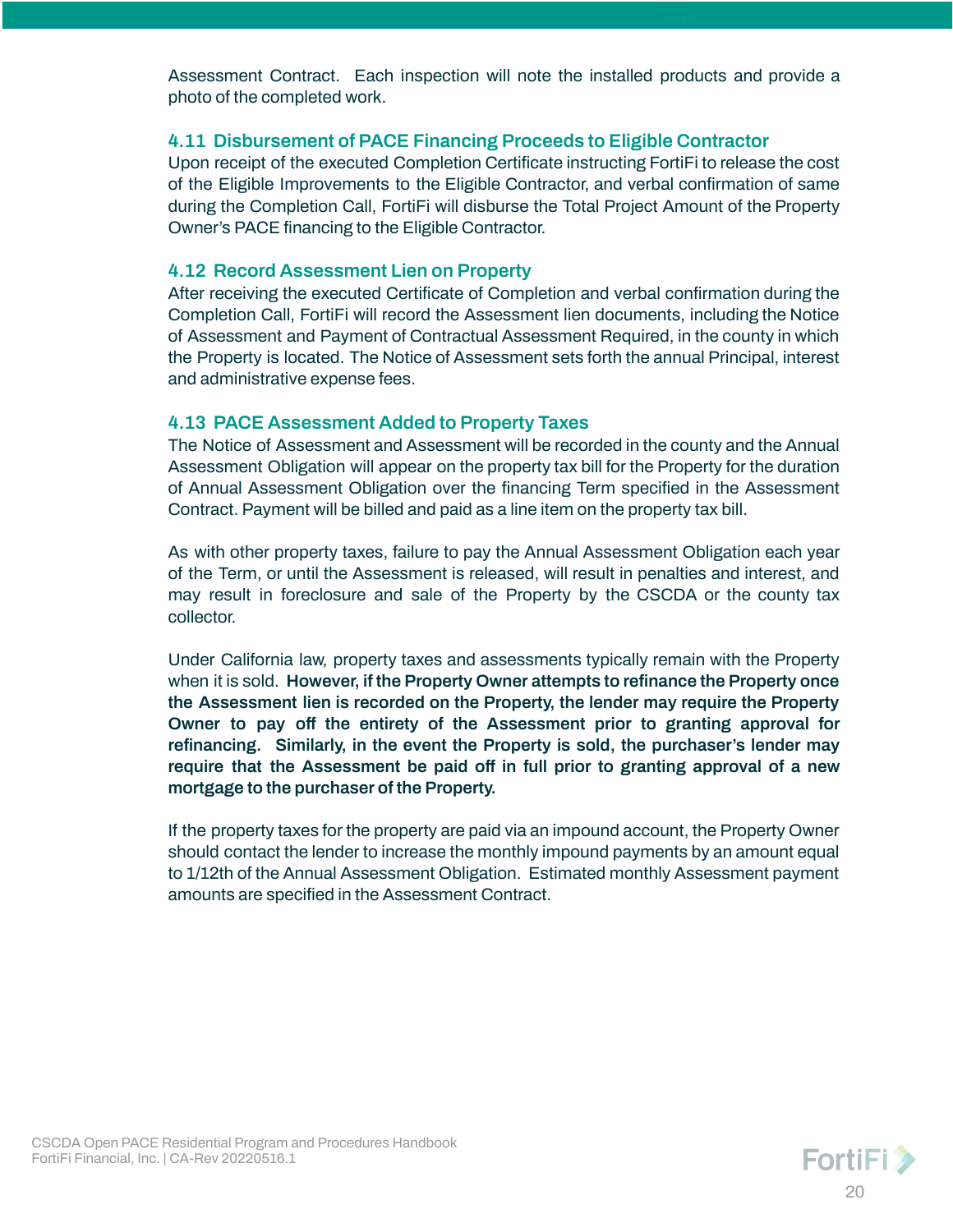Assessment Contract. Each inspection will note the installed products and provide a photo of the completed work.

### 4.11 Disbursement of PACE Financing Proceeds to Eligible Contractor

Upon receipt of the executed Completion Certificate instructing FortiFi to release the cost of the Eligible Improvements to the Eligible Contractor, and verbal confirmation of same during the Completion Call, FortiFi will disburse the Total Project Amount of the Property Owner's PACE financing to the Eligible Contractor.

### 4.12 Record Assessment Lien on Property

After receiving the executed Certificate of Completion and verbal confirmation during the Completion Call, FortiFi will record the Assessment lien documents, including the Notice of Assessment and Payment of Contractual Assessment Required, in the county in which the Property is located. The Notice of Assessment sets forth the annual Principal, interest and administrative expense fees.

### 4.13 PACE Assessment Added to Property Taxes

The Notice of Assessment and Assessment will be recorded in the county and the Annual Assessment Obligation will appear on the property tax bill for the Property for the duration of Annual Assessment Obligation over the financing Term specified in the Assessment Contract. Payment will be billed and paid as a line item on the property tax bill.

As with other property taxes, failure to pay the Annual Assessment Obligation each year of the Term, or until the Assessment is released, will result in penalties and interest, and may result in foreclosure and sale of the Property by the CSCDA or the county tax collector.

Under California law, property taxes and assessments typically remain with the Property when it is sold. **However, if the Property Owner attempts to refinance the Property once the Assessment lien is recorded on the Property, the lender may require the Property Owner to pay off the entirety of the Assessment prior to granting approval for refinancing. Similarly, in the event the Property is sold, the purchaser's lender may require that the Assessment be paid off in full prior to granting approval of a new mortgage to the purchaser of the Property.**

If the property taxes for the property are paid via an impound account, the Property Owner should contact the lender to increase the monthly impound payments by an amount equal to 1/12th of the Annual Assessment Obligation. Estimated monthly Assessment payment amounts are specified in the Assessment Contract.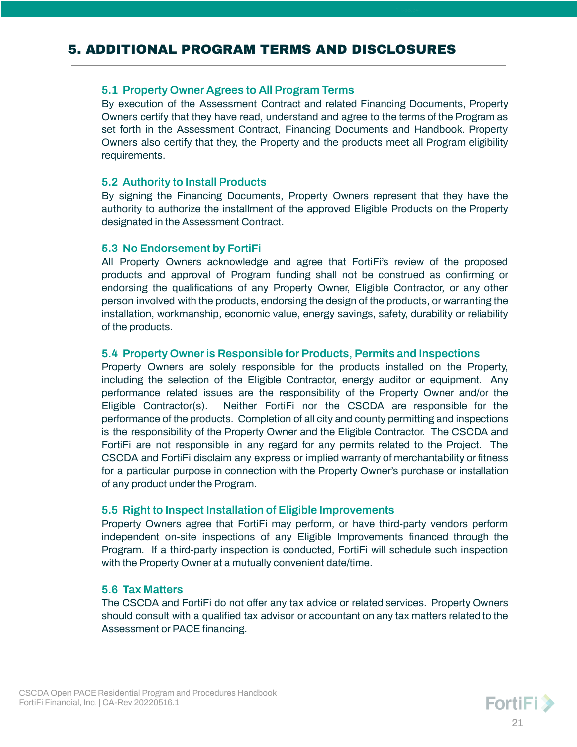# 5. ADDITIONAL PROGRAM TERMS AND DISCLOSURES

## 5.1 Property Owner Agrees to All Program Terms

By execution of the Assessment Contract and related Financing Documents, Property Owners certify that they have read, understand and agree to the terms of the Program as set forth in the Assessment Contract, Financing Documents and Handbook. Property Owners also certify that they, the Property and the products meet all Program eligibility requirements.

## 5.2 Authority to Install Products

By signing the Financing Documents, Property Owners represent that they have the authority to authorize the installment of the approved Eligible Products on the Property designated in the Assessment Contract.

## 5.3 No Endorsement by FortiFi

All Property Owners acknowledge and agree that FortiFi's review of the proposed products and approval of Program funding shall not be construed as confirming or endorsing the qualifications of any Property Owner, Eligible Contractor, or any other person involved with the products, endorsing the design of the products, or warranting the installation, workmanship, economic value, energy savings, safety, durability or reliability of the products.

## 5.4 Property Owner is Responsible for Products, Permits and Inspections

Property Owners are solely responsible for the products installed on the Property, including the selection of the Eligible Contractor, energy auditor or equipment. Any performance related issues are the responsibility of the Property Owner and/or the Eligible Contractor(s). Neither FortiFi nor the CSCDA are responsible for the performance of the products. Completion of all city and county permitting and inspections is the responsibility of the Property Owner and the Eligible Contractor. The CSCDA and FortiFi are not responsible in any regard for any permits related to the Project. The CSCDA and FortiFi disclaim any express or implied warranty of merchantability or fitness for a particular purpose in connection with the Property Owner's purchase or installation of any product under the Program.

## 5.5 Right to Inspect Installation of Eligible Improvements

Property Owners agree that FortiFi may perform, or have third-party vendors perform independent on-site inspections of any Eligible Improvements financed through the Program. If a third-party inspection is conducted, FortiFi will schedule such inspection with the Property Owner at a mutually convenient date/time.

## 5.6 Tax Matters

The CSCDA and FortiFi do not offer any tax advice or related services. Property Owners should consult with a qualified tax advisor or accountant on any tax matters related to the Assessment or PACE financing.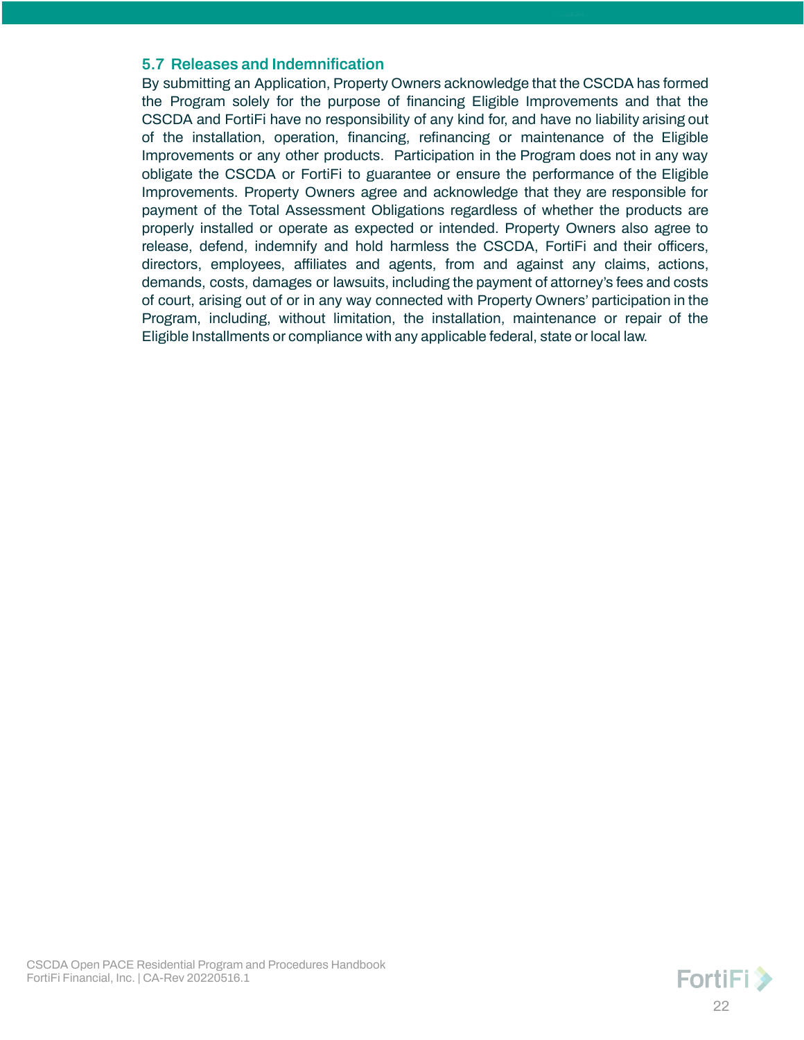### 5.7 Releases and Indemnification

By submitting an Application, Property Owners acknowledge that the CSCDA has formed the Program solely for the purpose of financing Eligible Improvements and that the CSCDA and FortiFi have no responsibility of any kind for, and have no liability arising out of the installation, operation, financing, refinancing or maintenance of the Eligible Improvements or any other products. Participation in the Program does not in any way obligate the CSCDA or FortiFi to guarantee or ensure the performance of the Eligible Improvements. Property Owners agree and acknowledge that they are responsible for payment of the Total Assessment Obligations regardless of whether the products are properly installed or operate as expected or intended. Property Owners also agree to release, defend, indemnify and hold harmless the CSCDA, FortiFi and their officers, directors, employees, affiliates and agents, from and against any claims, actions, demands, costs, damages or lawsuits, including the payment of attorney's fees and costs of court, arising out of or in any way connected with Property Owners' participation in the Program, including, without limitation, the installation, maintenance or repair of the Eligible Installments or compliance with any applicable federal, state or local law.